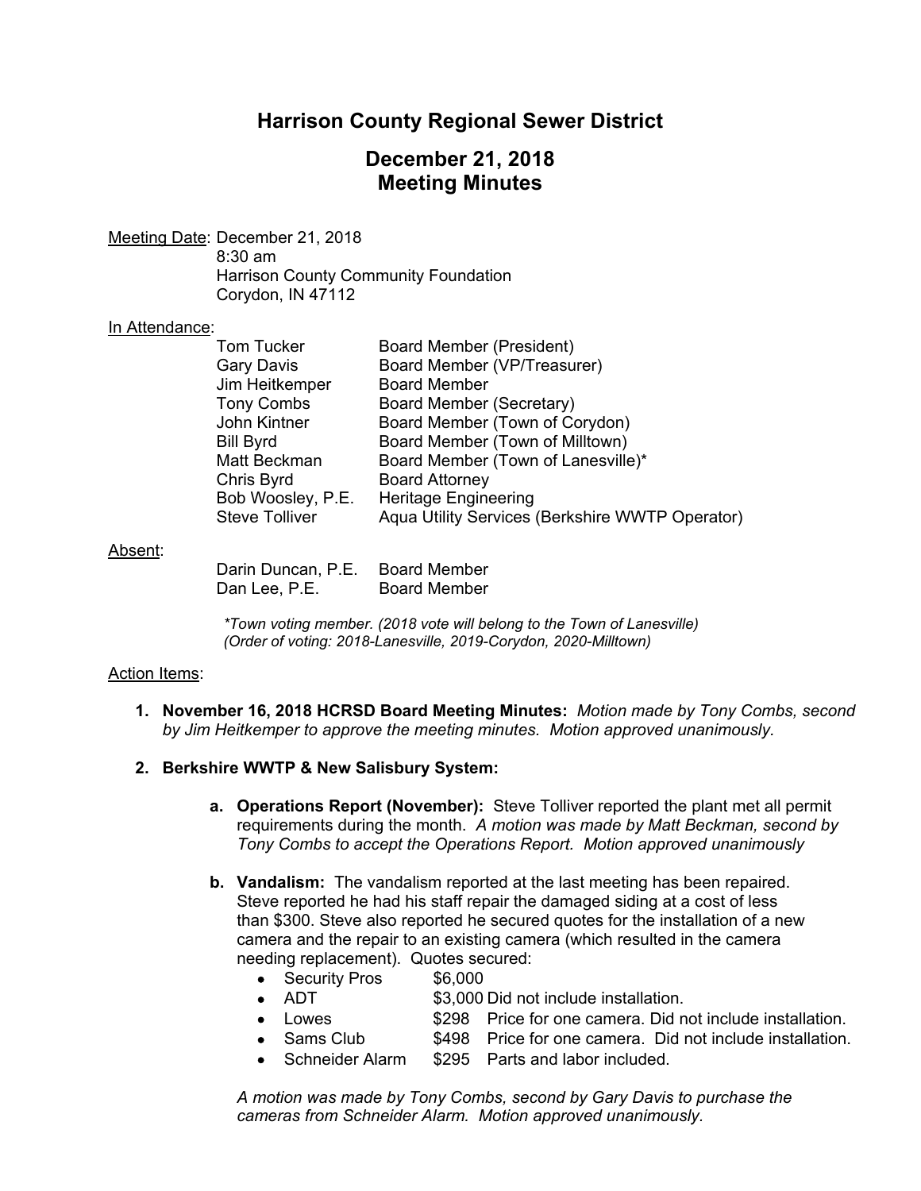# Harrison County Regional Sewer District

## December 21, 2018
## Meeting Minutes

Meeting Date: December 21, 2018
8:30 am
Harrison County Community Foundation
Corydon, IN 47112

In Attendance:

| | |
|---|---|
| Tom Tucker | Board Member (President) |
| Gary Davis | Board Member (VP/Treasurer) |
| Jim Heitkemper | Board Member |
| Tony Combs | Board Member (Secretary) |
| John Kintner | Board Member (Town of Corydon) |
| Bill Byrd | Board Member (Town of Milltown) |
| Matt Beckman | Board Member (Town of Lanesville)* |
| Chris Byrd | Board Attorney |
| Bob Woosley, P.E. | Heritage Engineering |
| Steve Tolliver | Aqua Utility Services (Berkshire WWTP Operator) |

Absent:

| | |
|---|---|
| Darin Duncan, P.E. | Board Member |
| Dan Lee, P.E. | Board Member |

*\*Town voting member. (2018 vote will belong to the Town of Lanesville)*
*(Order of voting: 2018-Lanesville, 2019-Corydon, 2020-Milltown)*

Action Items:

1. **November 16, 2018 HCRSD Board Meeting Minutes:** *Motion made by Tony Combs, second by Jim Heitkemper to approve the meeting minutes. Motion approved unanimously.*

2. **Berkshire WWTP & New Salisbury System:**

   a. **Operations Report (November):** Steve Tolliver reported the plant met all permit requirements during the month. *A motion was made by Matt Beckman, second by Tony Combs to accept the Operations Report. Motion approved unanimously*

   b. **Vandalism:** The vandalism reported at the last meeting has been repaired. Steve reported he had his staff repair the damaged siding at a cost of less than $300. Steve also reported he secured quotes for the installation of a new camera and the repair to an existing camera (which resulted in the camera needing replacement). Quotes secured:
      - Security Pros $6,000
      - ADT $3,000 Did not include installation.
      - Lowes $298 Price for one camera. Did not include installation.
      - Sams Club $498 Price for one camera. Did not include installation.
      - Schneider Alarm $295 Parts and labor included.

   *A motion was made by Tony Combs, second by Gary Davis to purchase the cameras from Schneider Alarm. Motion approved unanimously.*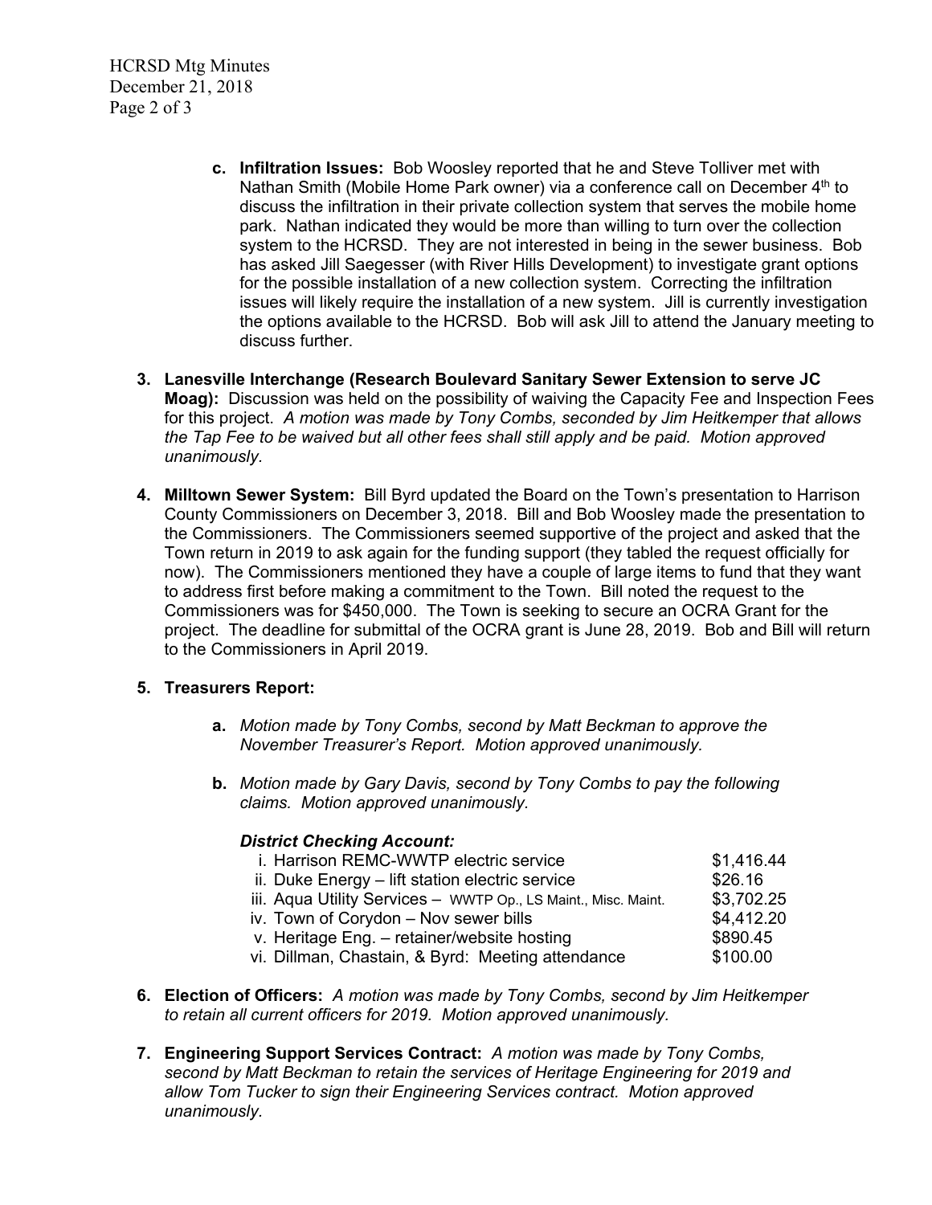c. **Infiltration Issues:** Bob Woosley reported that he and Steve Tolliver met with Nathan Smith (Mobile Home Park owner) via a conference call on December 4th to discuss the infiltration in their private collection system that serves the mobile home park. Nathan indicated they would be more than willing to turn over the collection system to the HCRSD. They are not interested in being in the sewer business. Bob has asked Jill Saegesser (with River Hills Development) to investigate grant options for the possible installation of a new collection system. Correcting the infiltration issues will likely require the installation of a new system. Jill is currently investigation the options available to the HCRSD. Bob will ask Jill to attend the January meeting to discuss further.

3. **Lanesville Interchange (Research Boulevard Sanitary Sewer Extension to serve JC Moag):** Discussion was held on the possibility of waiving the Capacity Fee and Inspection Fees for this project. *A motion was made by Tony Combs, seconded by Jim Heitkemper that allows the Tap Fee to be waived but all other fees shall still apply and be paid. Motion approved unanimously.*

4. **Milltown Sewer System:** Bill Byrd updated the Board on the Town's presentation to Harrison County Commissioners on December 3, 2018. Bill and Bob Woosley made the presentation to the Commissioners. The Commissioners seemed supportive of the project and asked that the Town return in 2019 to ask again for the funding support (they tabled the request officially for now). The Commissioners mentioned they have a couple of large items to fund that they want to address first before making a commitment to the Town. Bill noted the request to the Commissioners was for $450,000. The Town is seeking to secure an OCRA Grant for the project. The deadline for submittal of the OCRA grant is June 28, 2019. Bob and Bill will return to the Commissioners in April 2019.

5. **Treasurers Report:**

   a. *Motion made by Tony Combs, second by Matt Beckman to approve the November Treasurer's Report. Motion approved unanimously.*

   b. *Motion made by Gary Davis, second by Tony Combs to pay the following claims. Motion approved unanimously.*

   ***District Checking Account:***

   | | |
   |---|---|
   | i. Harrison REMC-WWTP electric service | $1,416.44 |
   | ii. Duke Energy – lift station electric service | $26.16 |
   | iii. Aqua Utility Services – WWTP Op., LS Maint., Misc. Maint. | $3,702.25 |
   | iv. Town of Corydon – Nov sewer bills | $4,412.20 |
   | v. Heritage Eng. – retainer/website hosting | $890.45 |
   | vi. Dillman, Chastain, & Byrd: Meeting attendance | $100.00 |

6. **Election of Officers:** *A motion was made by Tony Combs, second by Jim Heitkemper to retain all current officers for 2019. Motion approved unanimously.*

7. **Engineering Support Services Contract:** *A motion was made by Tony Combs, second by Matt Beckman to retain the services of Heritage Engineering for 2019 and allow Tom Tucker to sign their Engineering Services contract. Motion approved unanimously.*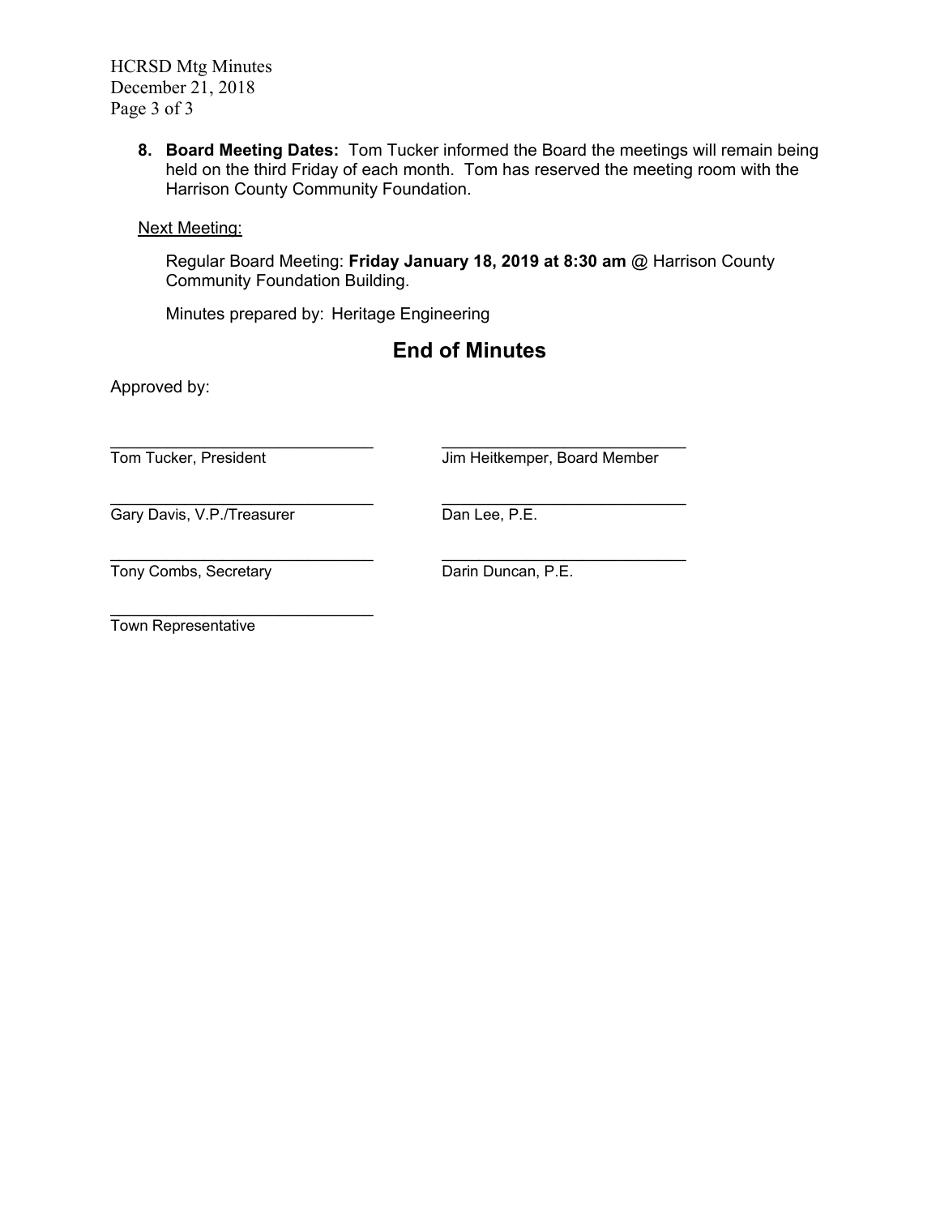8. **Board Meeting Dates:** Tom Tucker informed the Board the meetings will remain being held on the third Friday of each month. Tom has reserved the meeting room with the Harrison County Community Foundation.

Next Meeting:

Regular Board Meeting: **Friday January 18, 2019 at 8:30 am** @ Harrison County Community Foundation Building.

Minutes prepared by: Heritage Engineering

## End of Minutes

Approved by:

| | |
|---|---|
| ______________________________ | ______________________________ |
| Tom Tucker, President | Jim Heitkemper, Board Member |
| ______________________________ | ______________________________ |
| Gary Davis, V.P./Treasurer | Dan Lee, P.E. |
| ______________________________ | ______________________________ |
| Tony Combs, Secretary | Darin Duncan, P.E. |
| ______________________________ | |
| Town Representative | |